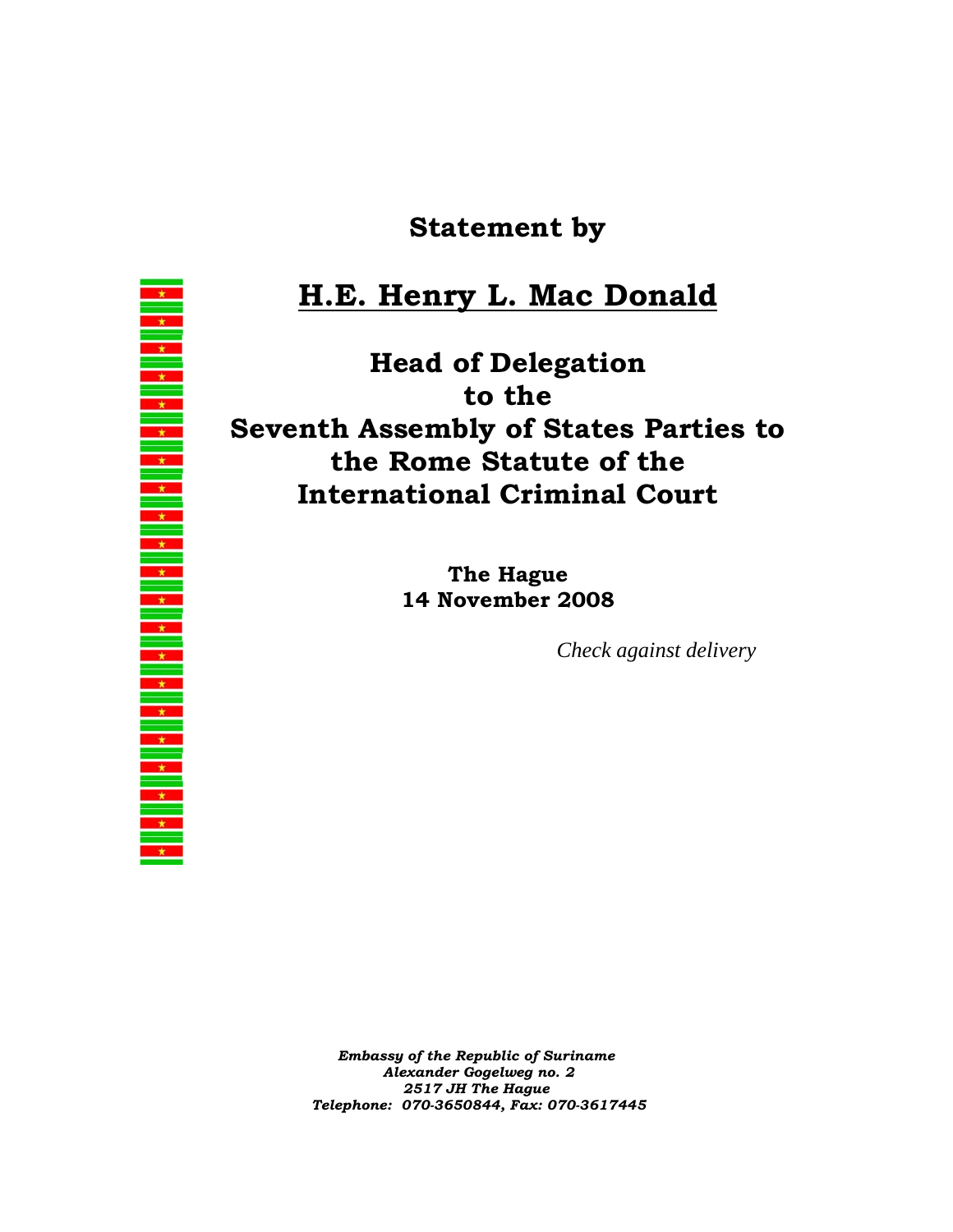**Statement by**

# H.E. Henry L. Mac Donald

## Head of Delegation to the Seventh Assembly of States Parties to the Rome Statute of the International Criminal Court

**The Hague**
**14 November 2008**

*Check against delivery*

***Embassy of the Republic of Suriname***
***Alexander Gogelweg no. 2***
***2517 JH The Hague***
***Telephone: 070-3650844, Fax: 070-3617445***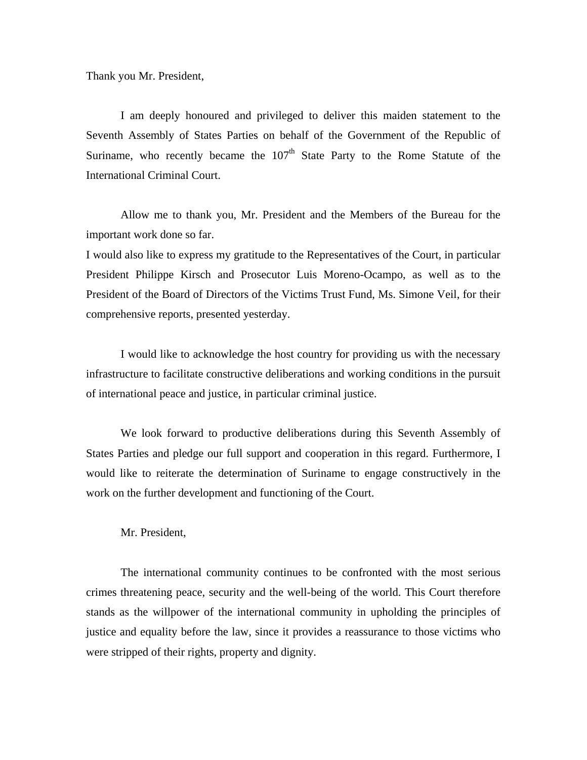Thank you Mr. President,

I am deeply honoured and privileged to deliver this maiden statement to the Seventh Assembly of States Parties on behalf of the Government of the Republic of Suriname, who recently became the 107th State Party to the Rome Statute of the International Criminal Court.

Allow me to thank you, Mr. President and the Members of the Bureau for the important work done so far.
I would also like to express my gratitude to the Representatives of the Court, in particular President Philippe Kirsch and Prosecutor Luis Moreno-Ocampo, as well as to the President of the Board of Directors of the Victims Trust Fund, Ms. Simone Veil, for their comprehensive reports, presented yesterday.

I would like to acknowledge the host country for providing us with the necessary infrastructure to facilitate constructive deliberations and working conditions in the pursuit of international peace and justice, in particular criminal justice.

We look forward to productive deliberations during this Seventh Assembly of States Parties and pledge our full support and cooperation in this regard. Furthermore, I would like to reiterate the determination of Suriname to engage constructively in the work on the further development and functioning of the Court.

Mr. President,

The international community continues to be confronted with the most serious crimes threatening peace, security and the well-being of the world. This Court therefore stands as the willpower of the international community in upholding the principles of justice and equality before the law, since it provides a reassurance to those victims who were stripped of their rights, property and dignity.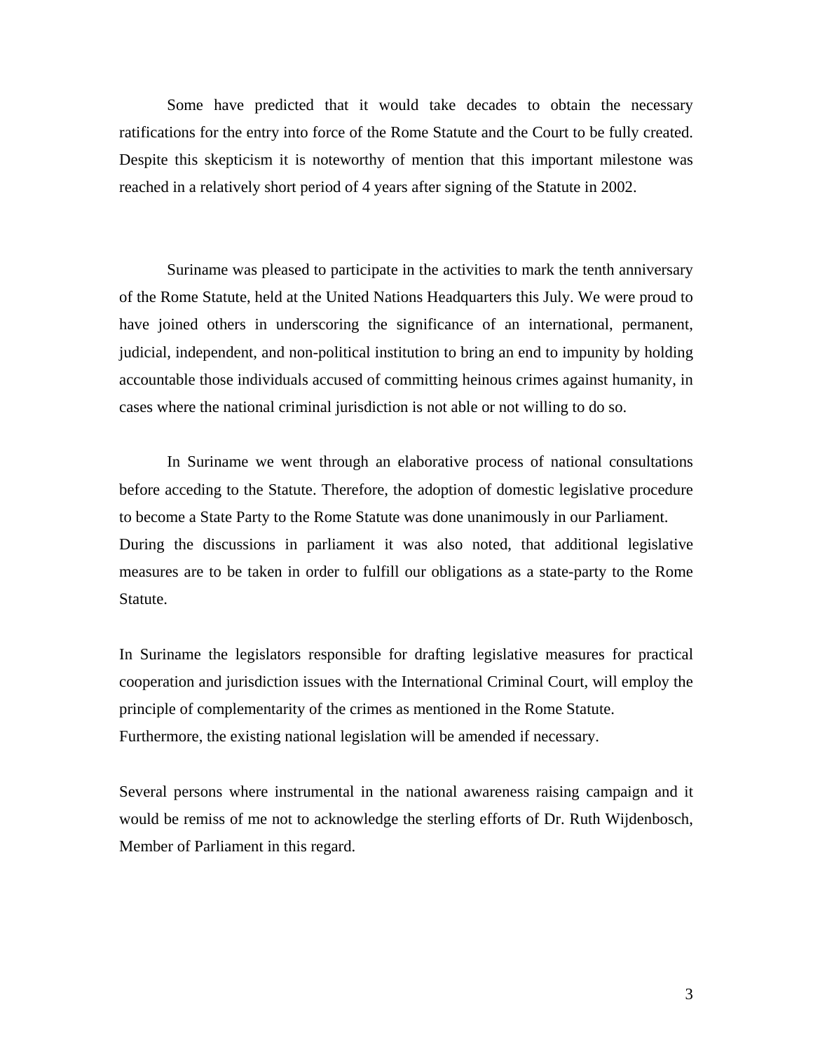Some have predicted that it would take decades to obtain the necessary ratifications for the entry into force of the Rome Statute and the Court to be fully created. Despite this skepticism it is noteworthy of mention that this important milestone was reached in a relatively short period of 4 years after signing of the Statute in 2002.

Suriname was pleased to participate in the activities to mark the tenth anniversary of the Rome Statute, held at the United Nations Headquarters this July. We were proud to have joined others in underscoring the significance of an international, permanent, judicial, independent, and non-political institution to bring an end to impunity by holding accountable those individuals accused of committing heinous crimes against humanity, in cases where the national criminal jurisdiction is not able or not willing to do so.

In Suriname we went through an elaborative process of national consultations before acceding to the Statute. Therefore, the adoption of domestic legislative procedure to become a State Party to the Rome Statute was done unanimously in our Parliament. During the discussions in parliament it was also noted, that additional legislative measures are to be taken in order to fulfill our obligations as a state-party to the Rome Statute.

In Suriname the legislators responsible for drafting legislative measures for practical cooperation and jurisdiction issues with the International Criminal Court, will employ the principle of complementarity of the crimes as mentioned in the Rome Statute. Furthermore, the existing national legislation will be amended if necessary.

Several persons where instrumental in the national awareness raising campaign and it would be remiss of me not to acknowledge the sterling efforts of Dr. Ruth Wijdenbosch, Member of Parliament in this regard.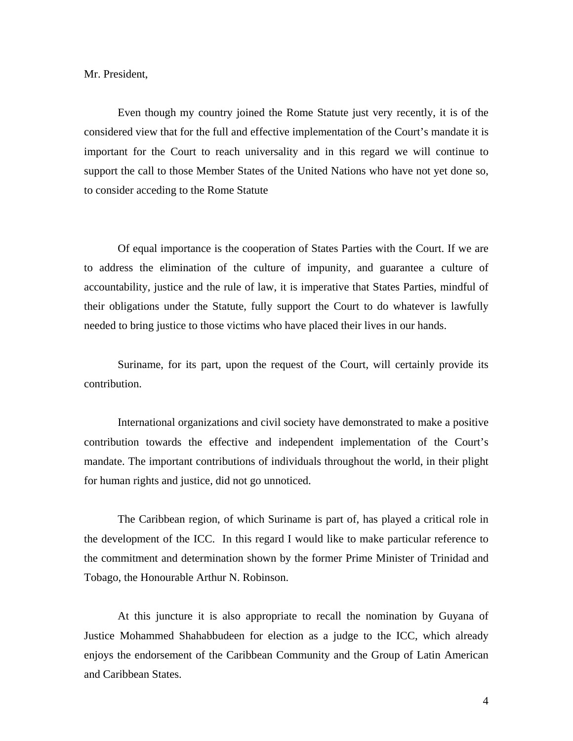Mr. President,

Even though my country joined the Rome Statute just very recently, it is of the considered view that for the full and effective implementation of the Court's mandate it is important for the Court to reach universality and in this regard we will continue to support the call to those Member States of the United Nations who have not yet done so, to consider acceding to the Rome Statute

Of equal importance is the cooperation of States Parties with the Court. If we are to address the elimination of the culture of impunity, and guarantee a culture of accountability, justice and the rule of law, it is imperative that States Parties, mindful of their obligations under the Statute, fully support the Court to do whatever is lawfully needed to bring justice to those victims who have placed their lives in our hands.

Suriname, for its part, upon the request of the Court, will certainly provide its contribution.

International organizations and civil society have demonstrated to make a positive contribution towards the effective and independent implementation of the Court's mandate. The important contributions of individuals throughout the world, in their plight for human rights and justice, did not go unnoticed.

The Caribbean region, of which Suriname is part of, has played a critical role in the development of the ICC. In this regard I would like to make particular reference to the commitment and determination shown by the former Prime Minister of Trinidad and Tobago, the Honourable Arthur N. Robinson.

At this juncture it is also appropriate to recall the nomination by Guyana of Justice Mohammed Shahabbudeen for election as a judge to the ICC, which already enjoys the endorsement of the Caribbean Community and the Group of Latin American and Caribbean States.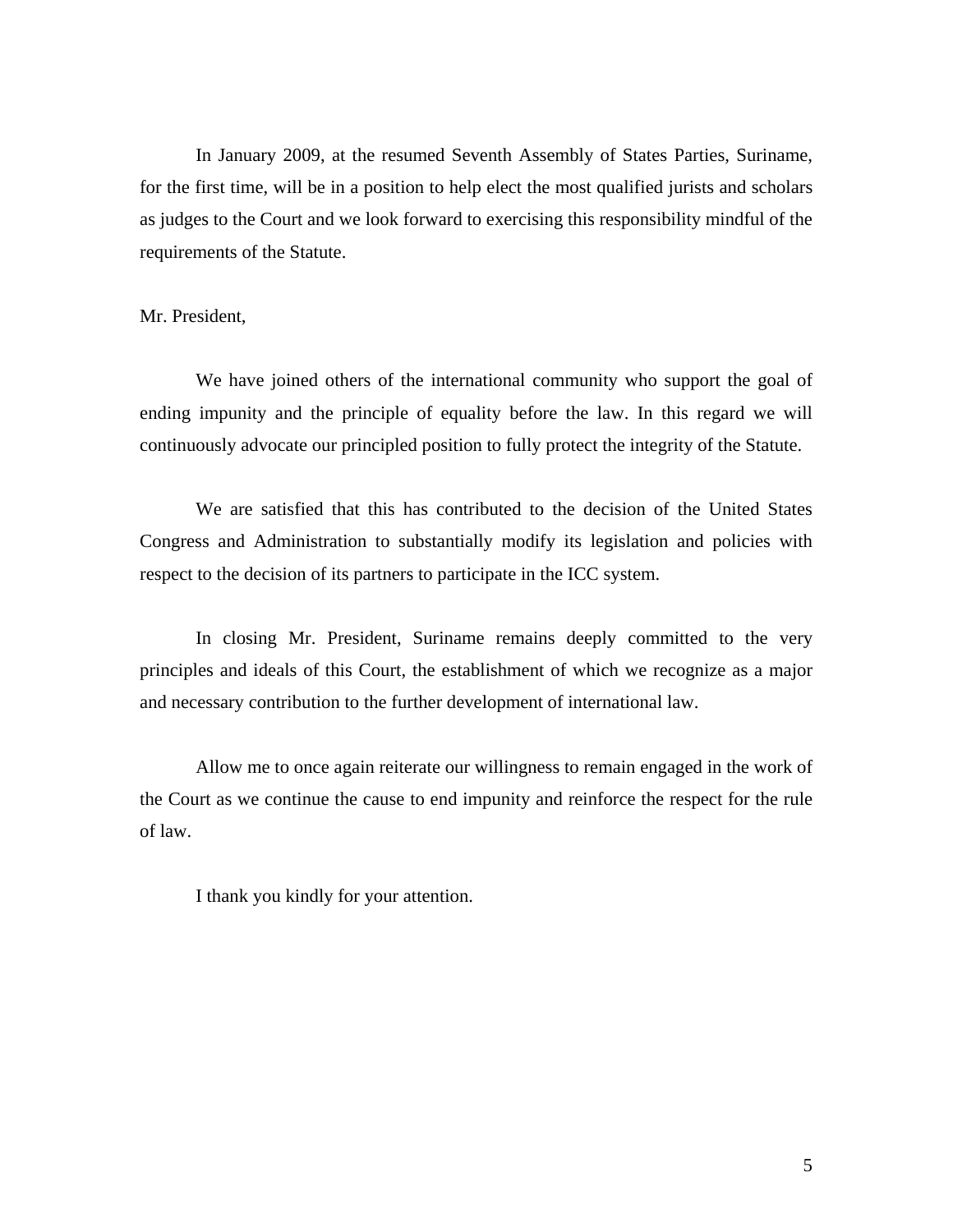In January 2009, at the resumed Seventh Assembly of States Parties, Suriname, for the first time, will be in a position to help elect the most qualified jurists and scholars as judges to the Court and we look forward to exercising this responsibility mindful of the requirements of the Statute.

Mr. President,

We have joined others of the international community who support the goal of ending impunity and the principle of equality before the law. In this regard we will continuously advocate our principled position to fully protect the integrity of the Statute.

We are satisfied that this has contributed to the decision of the United States Congress and Administration to substantially modify its legislation and policies with respect to the decision of its partners to participate in the ICC system.

In closing Mr. President, Suriname remains deeply committed to the very principles and ideals of this Court, the establishment of which we recognize as a major and necessary contribution to the further development of international law.

Allow me to once again reiterate our willingness to remain engaged in the work of the Court as we continue the cause to end impunity and reinforce the respect for the rule of law.

I thank you kindly for your attention.